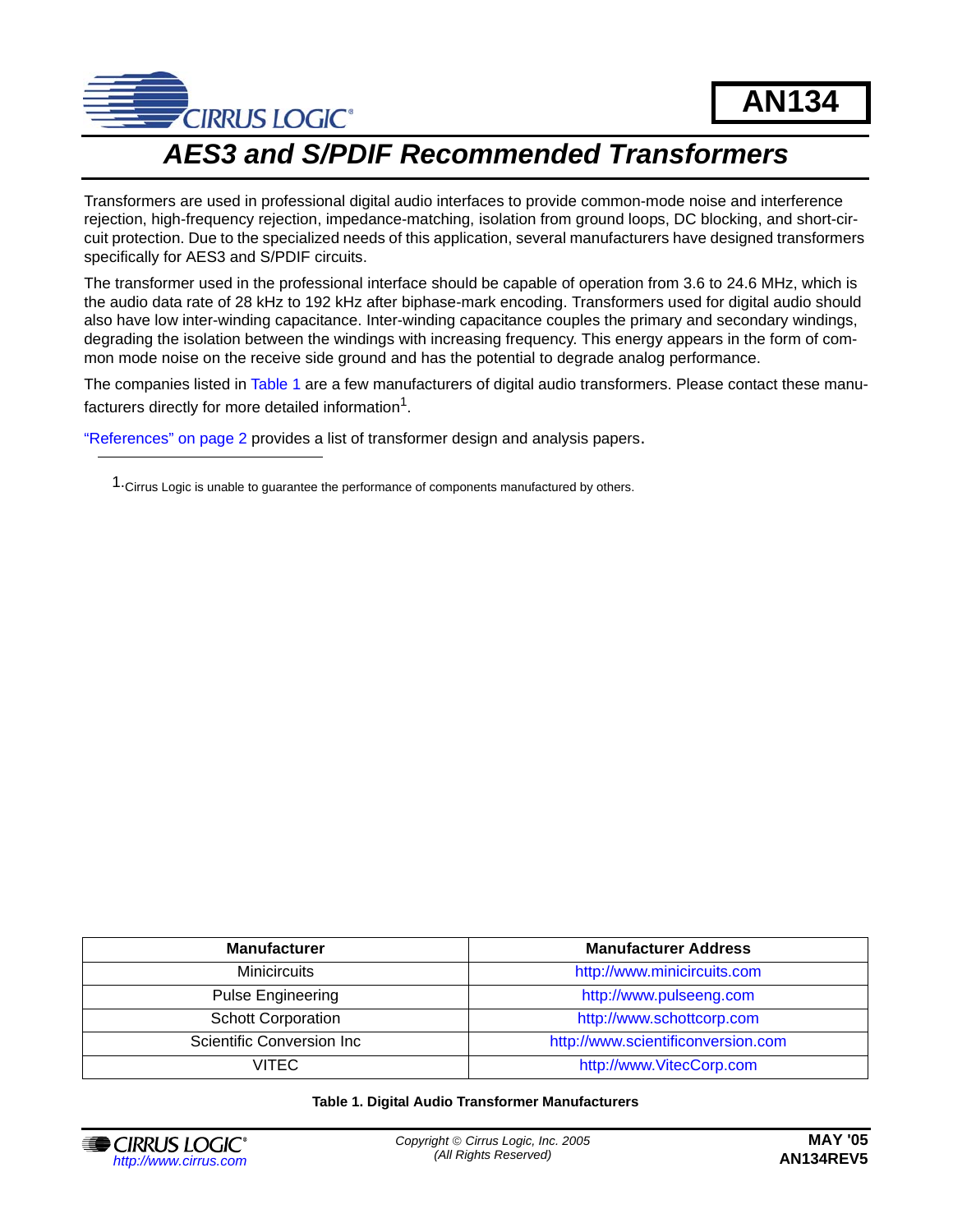AN134

# AES3 and S/PDIF Recommended Transformers

Transformers are used in professional digital audio interfaces to provide common-mode noise and interference rejection, high-frequency rejection, impedance-matching, isolation from ground loops, DC blocking, and short-circuit protection. Due to the specialized needs of this application, several manufacturers have designed transformers specifically for AES3 and S/PDIF circuits.

The transformer used in the professional interface should be capable of operation from 3.6 to 24.6 MHz, which is the audio data rate of 28 kHz to 192 kHz after biphase-mark encoding. Transformers used for digital audio should also have low inter-winding capacitance. Inter-winding capacitance couples the primary and secondary windings, degrading the isolation between the windings with increasing frequency. This energy appears in the form of common mode noise on the receive side ground and has the potential to degrade analog performance.

The companies listed in Table 1 are a few manufacturers of digital audio transformers. Please contact these manufacturers directly for more detailed information[1].

"References" on page 2 provides a list of transformer design and analysis papers.

1. Cirrus Logic is unable to guarantee the performance of components manufactured by others.

| Manufacturer | Manufacturer Address |
|---|---|
| Minicircuits | http://www.minicircuits.com |
| Pulse Engineering | http://www.pulseeng.com |
| Schott Corporation | http://www.schottcorp.com |
| Scientific Conversion Inc | http://www.scientificonversion.com |
| VITEC | http://www.VitecCorp.com |

**Table 1. Digital Audio Transformer Manufacturers**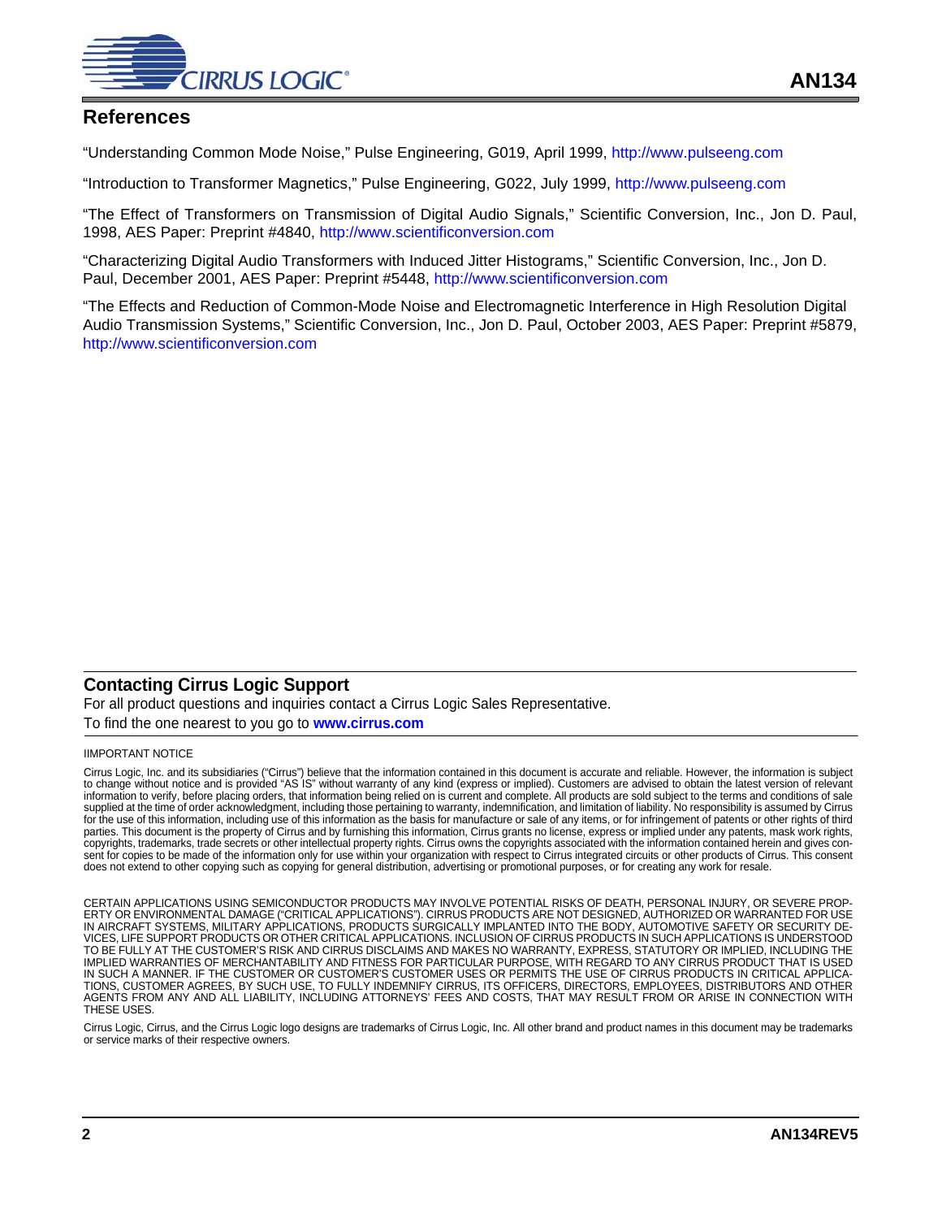## References

"Understanding Common Mode Noise," Pulse Engineering, G019, April 1999, http://www.pulseeng.com

"Introduction to Transformer Magnetics," Pulse Engineering, G022, July 1999, http://www.pulseeng.com

"The Effect of Transformers on Transmission of Digital Audio Signals," Scientific Conversion, Inc., Jon D. Paul, 1998, AES Paper: Preprint #4840, http://www.scientificconversion.com

"Characterizing Digital Audio Transformers with Induced Jitter Histograms," Scientific Conversion, Inc., Jon D. Paul, December 2001, AES Paper: Preprint #5448, http://www.scientificconversion.com

"The Effects and Reduction of Common-Mode Noise and Electromagnetic Interference in High Resolution Digital Audio Transmission Systems," Scientific Conversion, Inc., Jon D. Paul, October 2003, AES Paper: Preprint #5879, http://www.scientificconversion.com

## Contacting Cirrus Logic Support

For all product questions and inquiries contact a Cirrus Logic Sales Representative.

To find the one nearest to you go to **www.cirrus.com**

IIMPORTANT NOTICE

Cirrus Logic, Inc. and its subsidiaries ("Cirrus") believe that the information contained in this document is accurate and reliable. However, the information is subject to change without notice and is provided "AS IS" without warranty of any kind (express or implied). Customers are advised to obtain the latest version of relevant information to verify, before placing orders, that information being relied on is current and complete. All products are sold subject to the terms and conditions of sale supplied at the time of order acknowledgment, including those pertaining to warranty, indemnification, and limitation of liability. No responsibility is assumed by Cirrus for the use of this information, including use of this information as the basis for manufacture or sale of any items, or for infringement of patents or other rights of third parties. This document is the property of Cirrus and by furnishing this information, Cirrus grants no license, express or implied under any patents, mask work rights, copyrights, trademarks, trade secrets or other intellectual property rights. Cirrus owns the copyrights associated with the information contained herein and gives consent for copies to be made of the information only for use within your organization with respect to Cirrus integrated circuits or other products of Cirrus. This consent does not extend to other copying such as copying for general distribution, advertising or promotional purposes, or for creating any work for resale.

CERTAIN APPLICATIONS USING SEMICONDUCTOR PRODUCTS MAY INVOLVE POTENTIAL RISKS OF DEATH, PERSONAL INJURY, OR SEVERE PROPERTY OR ENVIRONMENTAL DAMAGE ("CRITICAL APPLICATIONS"). CIRRUS PRODUCTS ARE NOT DESIGNED, AUTHORIZED OR WARRANTED FOR USE IN AIRCRAFT SYSTEMS, MILITARY APPLICATIONS, PRODUCTS SURGICALLY IMPLANTED INTO THE BODY, AUTOMOTIVE SAFETY OR SECURITY DEVICES, LIFE SUPPORT PRODUCTS OR OTHER CRITICAL APPLICATIONS. INCLUSION OF CIRRUS PRODUCTS IN SUCH APPLICATIONS IS UNDERSTOOD TO BE FULLY AT THE CUSTOMER'S RISK AND CIRRUS DISCLAIMS AND MAKES NO WARRANTY, EXPRESS, STATUTORY OR IMPLIED, INCLUDING THE IMPLIED WARRANTIES OF MERCHANTABILITY AND FITNESS FOR PARTICULAR PURPOSE, WITH REGARD TO ANY CIRRUS PRODUCT THAT IS USED IN SUCH A MANNER. IF THE CUSTOMER OR CUSTOMER'S CUSTOMER USES OR PERMITS THE USE OF CIRRUS PRODUCTS IN CRITICAL APPLICATIONS, CUSTOMER AGREES, BY SUCH USE, TO FULLY INDEMNIFY CIRRUS, ITS OFFICERS, DIRECTORS, EMPLOYEES, DISTRIBUTORS AND OTHER AGENTS FROM ANY AND ALL LIABILITY, INCLUDING ATTORNEYS' FEES AND COSTS, THAT MAY RESULT FROM OR ARISE IN CONNECTION WITH THESE USES.

Cirrus Logic, Cirrus, and the Cirrus Logic logo designs are trademarks of Cirrus Logic, Inc. All other brand and product names in this document may be trademarks or service marks of their respective owners.